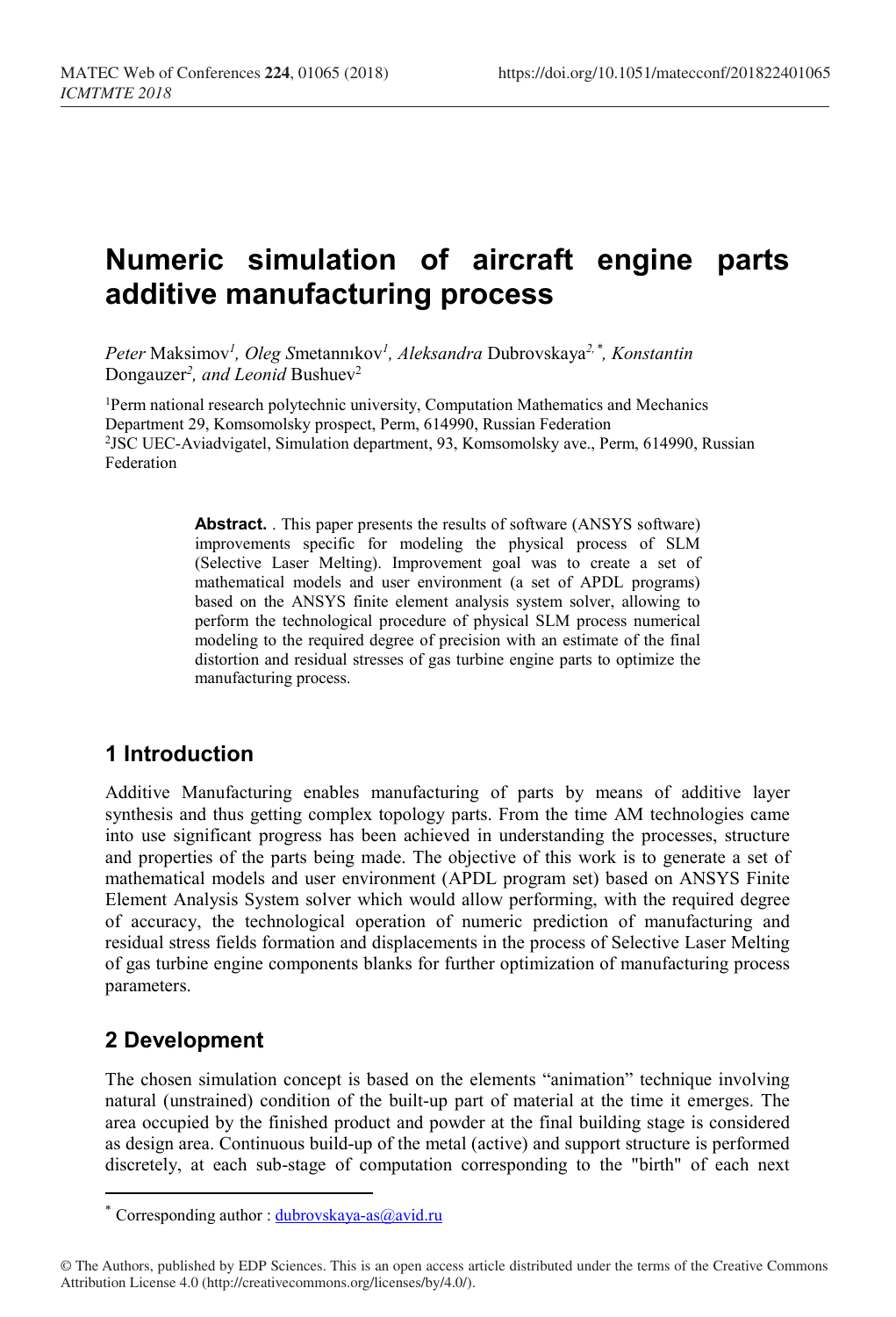# Numeric simulation of aircraft engine parts additive manufacturing process

*Peter* Maksimov[1], *Oleg S*metannıkov[1], *Aleksandra* Dubrovskaya[2,*], *Konstantin* Dongauzer[2], *and Leonid* Bushuev[2]

[1]Perm national research polytechnic university, Computation Mathematics and Mechanics Department 29, Komsomolsky prospect, Perm, 614990, Russian Federation
[2]JSC UEC-Aviadvigatel, Simulation department, 93, Komsomolsky ave., Perm, 614990, Russian Federation

> **Abstract.** . This paper presents the results of software (ANSYS software) improvements specific for modeling the physical process of SLM (Selective Laser Melting). Improvement goal was to create a set of mathematical models and user environment (a set of APDL programs) based on the ANSYS finite element analysis system solver, allowing to perform the technological procedure of physical SLM process numerical modeling to the required degree of precision with an estimate of the final distortion and residual stresses of gas turbine engine parts to optimize the manufacturing process.

## 1 Introduction

Additive Manufacturing enables manufacturing of parts by means of additive layer synthesis and thus getting complex topology parts. From the time AM technologies came into use significant progress has been achieved in understanding the processes, structure and properties of the parts being made. The objective of this work is to generate a set of mathematical models and user environment (APDL program set) based on ANSYS Finite Element Analysis System solver which would allow performing, with the required degree of accuracy, the technological operation of numeric prediction of manufacturing and residual stress fields formation and displacements in the process of Selective Laser Melting of gas turbine engine components blanks for further optimization of manufacturing process parameters.

## 2 Development

The chosen simulation concept is based on the elements "animation" technique involving natural (unstrained) condition of the built-up part of material at the time it emerges. The area occupied by the finished product and powder at the final building stage is considered as design area. Continuous build-up of the metal (active) and support structure is performed discretely, at each sub-stage of computation corresponding to the "birth" of each next

* Corresponding author : dubrovskaya-as@avid.ru

© The Authors, published by EDP Sciences. This is an open access article distributed under the terms of the Creative Commons Attribution License 4.0 (http://creativecommons.org/licenses/by/4.0/).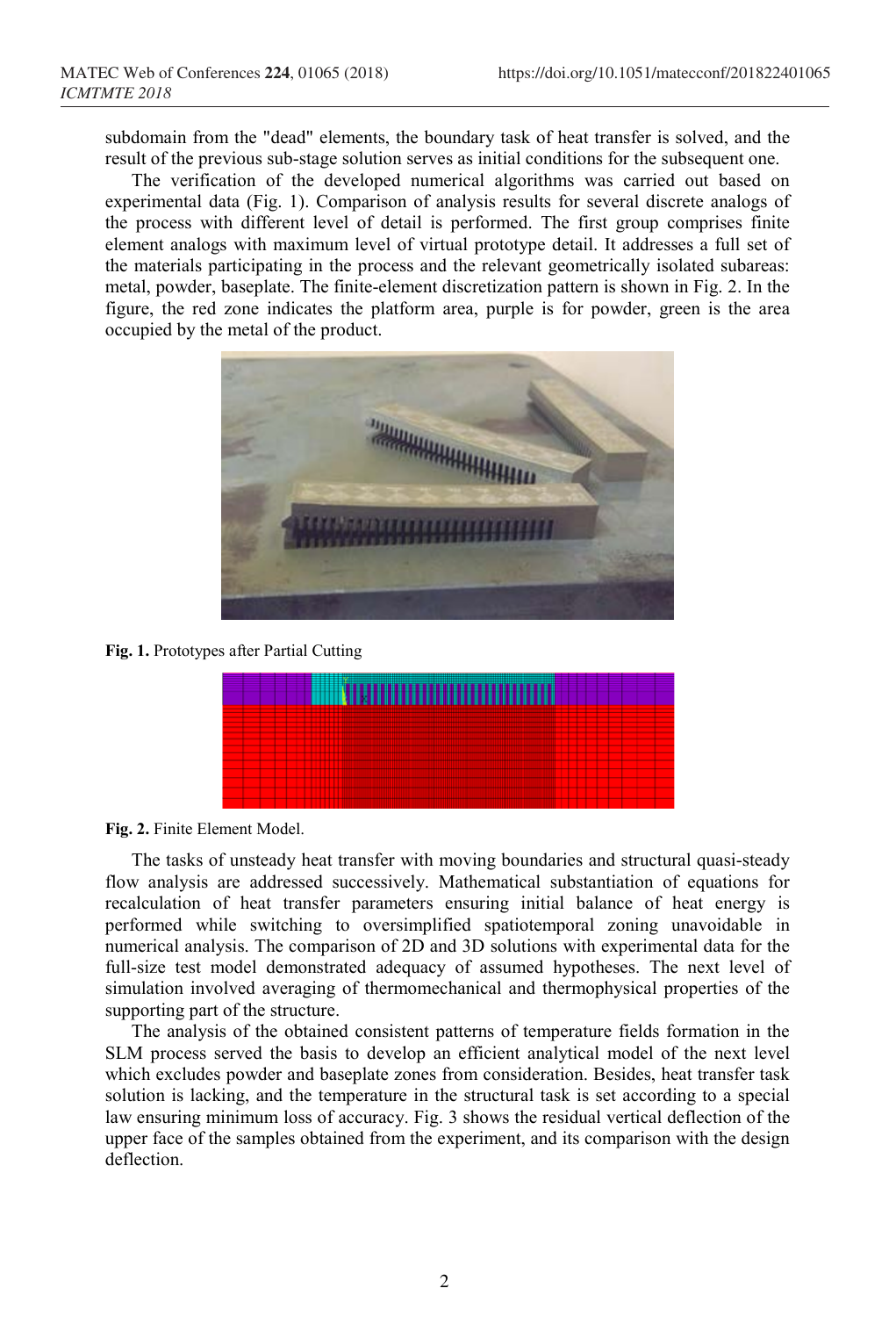subdomain from the "dead" elements, the boundary task of heat transfer is solved, and the result of the previous sub-stage solution serves as initial conditions for the subsequent one.

The verification of the developed numerical algorithms was carried out based on experimental data (Fig. 1). Comparison of analysis results for several discrete analogs of the process with different level of detail is performed. The first group comprises finite element analogs with maximum level of virtual prototype detail. It addresses a full set of the materials participating in the process and the relevant geometrically isolated subareas: metal, powder, baseplate. The finite-element discretization pattern is shown in Fig. 2. In the figure, the red zone indicates the platform area, purple is for powder, green is the area occupied by the metal of the product.

**Fig. 1.** Prototypes after Partial Cutting

**Fig. 2.** Finite Element Model.

The tasks of unsteady heat transfer with moving boundaries and structural quasi-steady flow analysis are addressed successively. Mathematical substantiation of equations for recalculation of heat transfer parameters ensuring initial balance of heat energy is performed while switching to oversimplified spatiotemporal zoning unavoidable in numerical analysis. The comparison of 2D and 3D solutions with experimental data for the full-size test model demonstrated adequacy of assumed hypotheses. The next level of simulation involved averaging of thermomechanical and thermophysical properties of the supporting part of the structure.

The analysis of the obtained consistent patterns of temperature fields formation in the SLM process served the basis to develop an efficient analytical model of the next level which excludes powder and baseplate zones from consideration. Besides, heat transfer task solution is lacking, and the temperature in the structural task is set according to a special law ensuring minimum loss of accuracy. Fig. 3 shows the residual vertical deflection of the upper face of the samples obtained from the experiment, and its comparison with the design deflection.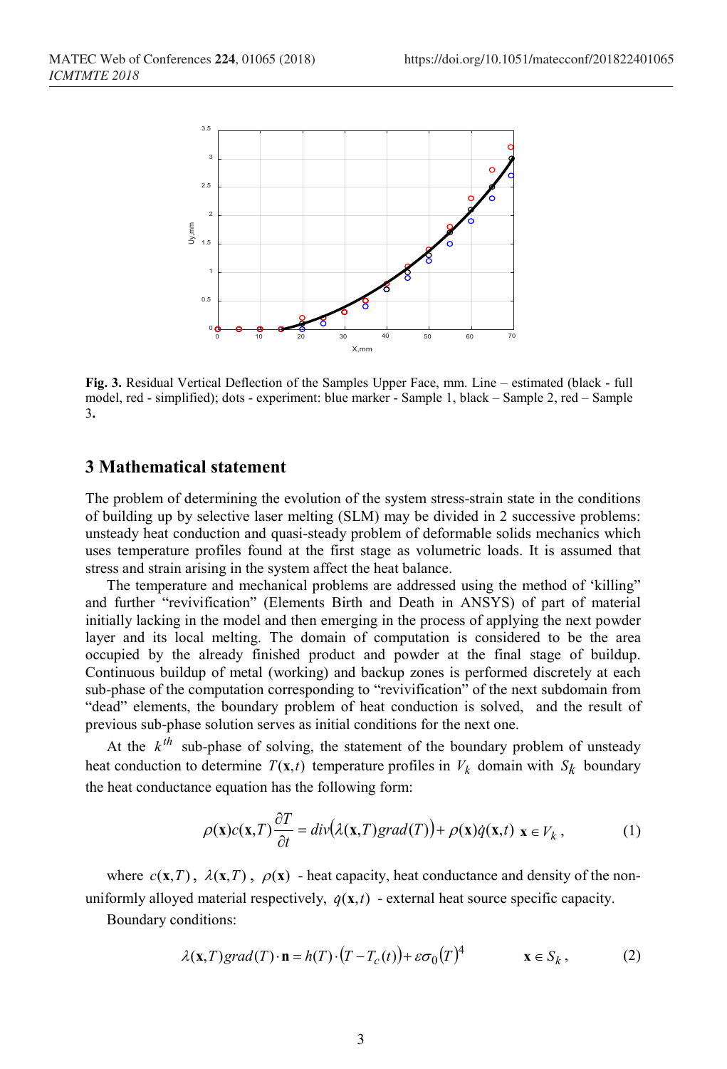**Fig. 3.** Residual Vertical Deflection of the Samples Upper Face, mm. Line – estimated (black - full model, red - simplified); dots - experiment: blue marker - Sample 1, black – Sample 2, red – Sample 3**.**

## 3 Mathematical statement

The problem of determining the evolution of the system stress-strain state in the conditions of building up by selective laser melting (SLM) may be divided in 2 successive problems: unsteady heat conduction and quasi-steady problem of deformable solids mechanics which uses temperature profiles found at the first stage as volumetric loads. It is assumed that stress and strain arising in the system affect the heat balance.

The temperature and mechanical problems are addressed using the method of 'killing" and further "revivification" (Elements Birth and Death in ANSYS) of part of material initially lacking in the model and then emerging in the process of applying the next powder layer and its local melting. The domain of computation is considered to be the area occupied by the already finished product and powder at the final stage of buildup. Continuous buildup of metal (working) and backup zones is performed discretely at each sub-phase of the computation corresponding to "revivification" of the next subdomain from "dead" elements, the boundary problem of heat conduction is solved, and the result of previous sub-phase solution serves as initial conditions for the next one.

At the $k^{th}$ sub-phase of solving, the statement of the boundary problem of unsteady heat conduction to determine $T(\mathbf{x},t)$ temperature profiles in $V_k$ domain with $S_k$ boundary the heat conductance equation has the following form:

$$\rho(\mathbf{x})c(\mathbf{x},T)\frac{\partial T}{\partial t} = div\big(\lambda(\mathbf{x},T)grad(T)\big) + \rho(\mathbf{x})\dot{q}(\mathbf{x},t) \quad \mathbf{x} \in V_k\,, \tag{1}$$

where $c(\mathbf{x},T)$, $\lambda(\mathbf{x},T)$, $\rho(\mathbf{x})$ - heat capacity, heat conductance and density of the non-uniformly alloyed material respectively, $q(\mathbf{x},t)$ - external heat source specific capacity.

Boundary conditions:

$$\lambda(\mathbf{x},T)grad(T)\cdot \mathbf{n} = h(T)\cdot\big(T - T_c(t)\big) + \varepsilon\sigma_0 (T)^4 \qquad \mathbf{x} \in S_k\,, \tag{2}$$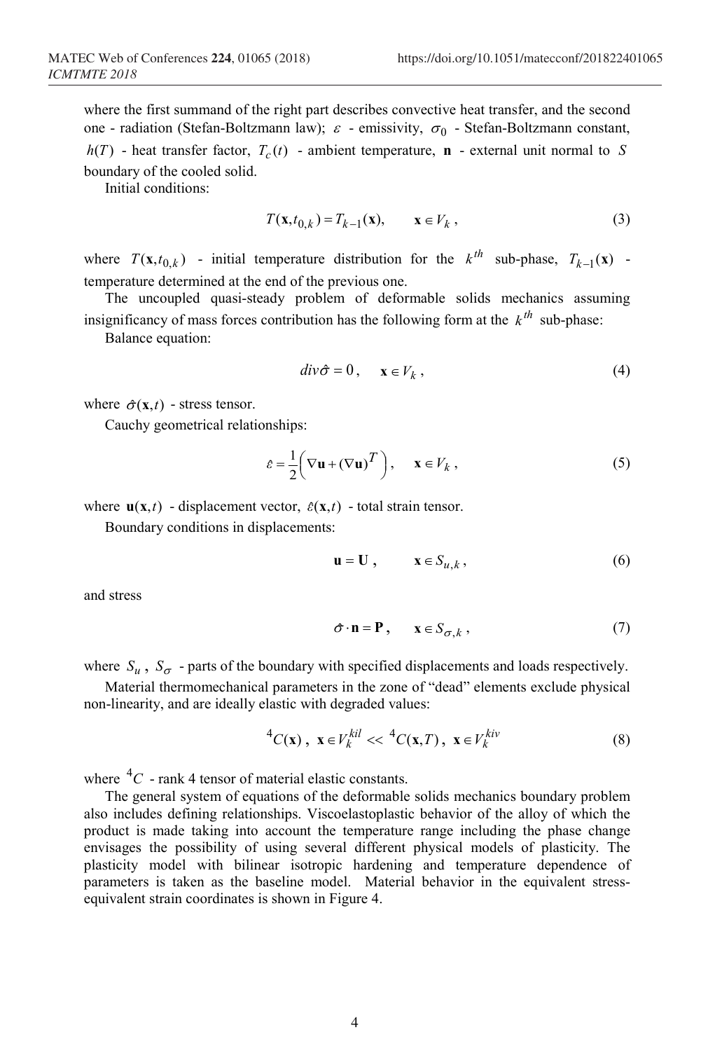where the first summand of the right part describes convective heat transfer, and the second one - radiation (Stefan-Boltzmann law); $\varepsilon$ - emissivity, $\sigma_0$ - Stefan-Boltzmann constant, $h(T)$ - heat transfer factor, $T_c(t)$ - ambient temperature, $\mathbf{n}$ - external unit normal to $S$ boundary of the cooled solid.

Initial conditions:

$$T(\mathbf{x}, t_{0,k}) = T_{k-1}(\mathbf{x}), \qquad \mathbf{x} \in V_k , \tag{3}$$

where $T(\mathbf{x}, t_{0,k})$ - initial temperature distribution for the $k^{th}$ sub-phase, $T_{k-1}(\mathbf{x})$ - temperature determined at the end of the previous one.

The uncoupled quasi-steady problem of deformable solids mechanics assuming insignificancy of mass forces contribution has the following form at the $k^{th}$ sub-phase:

Balance equation:

$$div\hat{\sigma} = 0 , \quad \mathbf{x} \in V_k , \tag{4}$$

where $\hat{\sigma}(\mathbf{x}, t)$ - stress tensor.

Cauchy geometrical relationships:

$$\hat{\varepsilon} = \frac{1}{2}\left( \nabla\mathbf{u} + (\nabla\mathbf{u})^T \right), \quad \mathbf{x} \in V_k , \tag{5}$$

where $\mathbf{u}(\mathbf{x}, t)$ - displacement vector, $\hat{\varepsilon}(\mathbf{x}, t)$ - total strain tensor.

Boundary conditions in displacements:

$$\mathbf{u} = \mathbf{U} , \qquad \mathbf{x} \in S_{u,k} , \tag{6}$$

and stress

$$\hat{\sigma} \cdot \mathbf{n} = \mathbf{P} , \qquad \mathbf{x} \in S_{\sigma,k} , \tag{7}$$

where $S_u$ , $S_\sigma$ - parts of the boundary with specified displacements and loads respectively.

Material thermomechanical parameters in the zone of "dead" elements exclude physical non-linearity, and are ideally elastic with degraded values:

$$^4C(\mathbf{x}) , \ \mathbf{x} \in V_k^{kil} << \ ^4C(\mathbf{x}, T) , \ \mathbf{x} \in V_k^{kiv} \tag{8}$$

where $^4C$ - rank 4 tensor of material elastic constants.

The general system of equations of the deformable solids mechanics boundary problem also includes defining relationships. Viscoelastoplastic behavior of the alloy of which the product is made taking into account the temperature range including the phase change envisages the possibility of using several different physical models of plasticity. The plasticity model with bilinear isotropic hardening and temperature dependence of parameters is taken as the baseline model. Material behavior in the equivalent stress-equivalent strain coordinates is shown in Figure 4.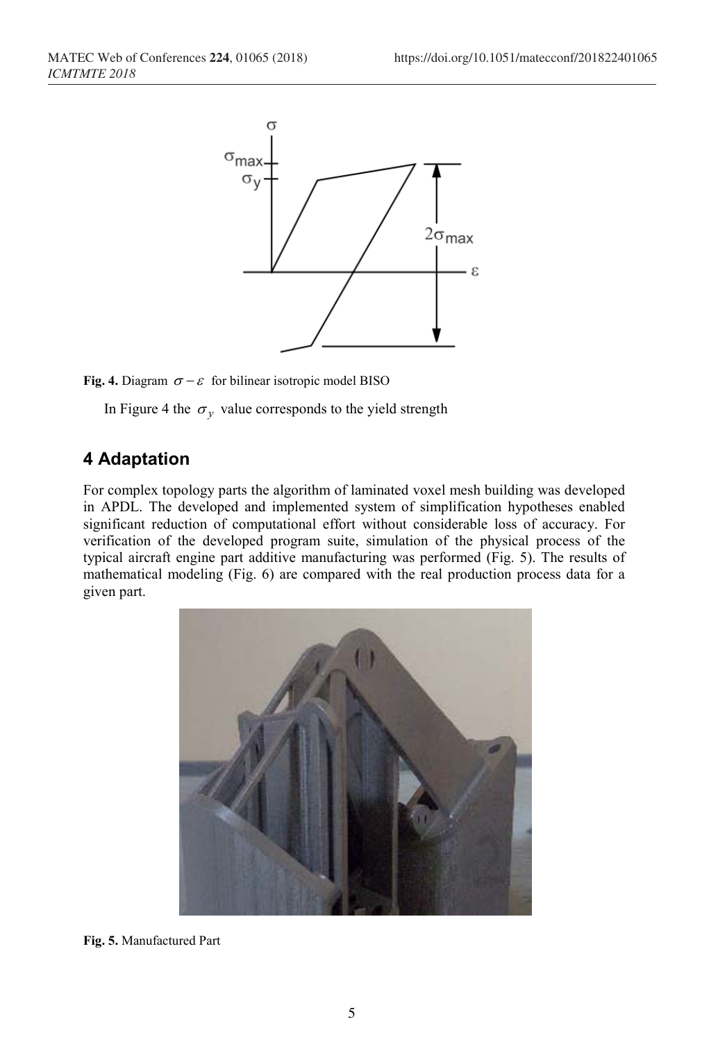**Fig. 4.** Diagram $\sigma - \varepsilon$ for bilinear isotropic model BISO

In Figure 4 the $\sigma_y$ value corresponds to the yield strength

## 4 Adaptation

For complex topology parts the algorithm of laminated voxel mesh building was developed in APDL. The developed and implemented system of simplification hypotheses enabled significant reduction of computational effort without considerable loss of accuracy. For verification of the developed program suite, simulation of the physical process of the typical aircraft engine part additive manufacturing was performed (Fig. 5). The results of mathematical modeling (Fig. 6) are compared with the real production process data for a given part.

**Fig. 5.** Manufactured Part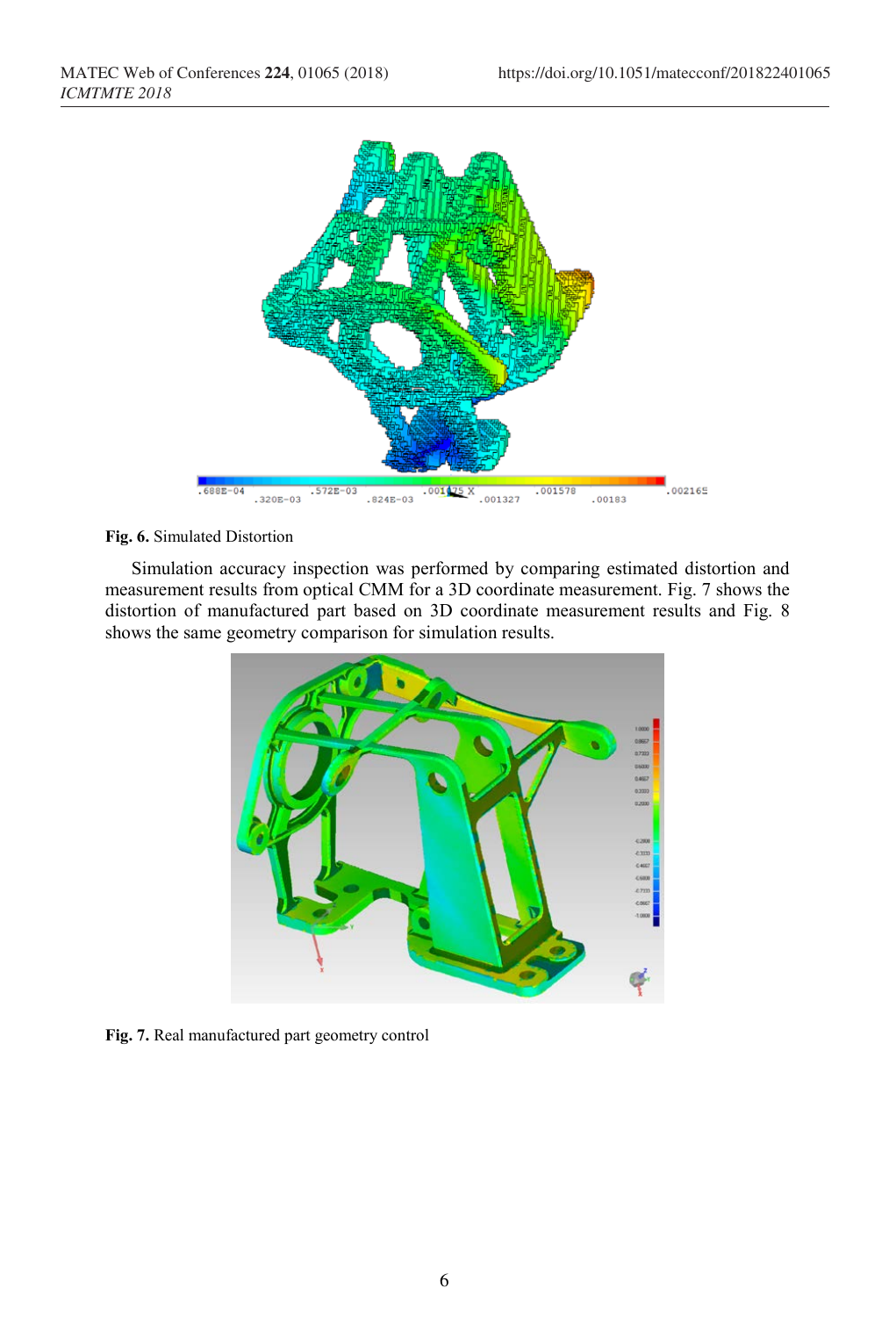Fig. 6. Simulated Distortion

Simulation accuracy inspection was performed by comparing estimated distortion and measurement results from optical CMM for a 3D coordinate measurement. Fig. 7 shows the distortion of manufactured part based on 3D coordinate measurement results and Fig. 8 shows the same geometry comparison for simulation results.

Fig. 7. Real manufactured part geometry control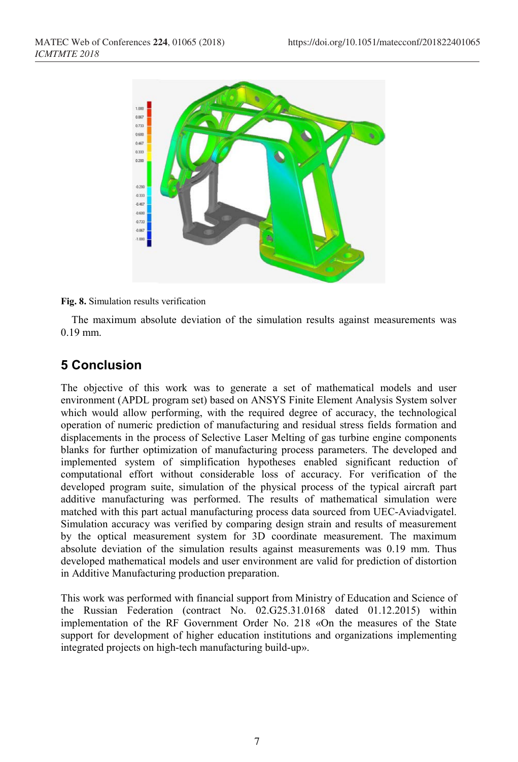Fig. 8. Simulation results verification

The maximum absolute deviation of the simulation results against measurements was 0.19 mm.

## 5 Conclusion

The objective of this work was to generate a set of mathematical models and user environment (APDL program set) based on ANSYS Finite Element Analysis System solver which would allow performing, with the required degree of accuracy, the technological operation of numeric prediction of manufacturing and residual stress fields formation and displacements in the process of Selective Laser Melting of gas turbine engine components blanks for further optimization of manufacturing process parameters. The developed and implemented system of simplification hypotheses enabled significant reduction of computational effort without considerable loss of accuracy. For verification of the developed program suite, simulation of the physical process of the typical aircraft part additive manufacturing was performed. The results of mathematical simulation were matched with this part actual manufacturing process data sourced from UEC-Aviadvigatel. Simulation accuracy was verified by comparing design strain and results of measurement by the optical measurement system for 3D coordinate measurement. The maximum absolute deviation of the simulation results against measurements was 0.19 mm. Thus developed mathematical models and user environment are valid for prediction of distortion in Additive Manufacturing production preparation.

This work was performed with financial support from Ministry of Education and Science of the Russian Federation (contract No. 02.G25.31.0168 dated 01.12.2015) within implementation of the RF Government Order No. 218 «On the measures of the State support for development of higher education institutions and organizations implementing integrated projects on high-tech manufacturing build-up».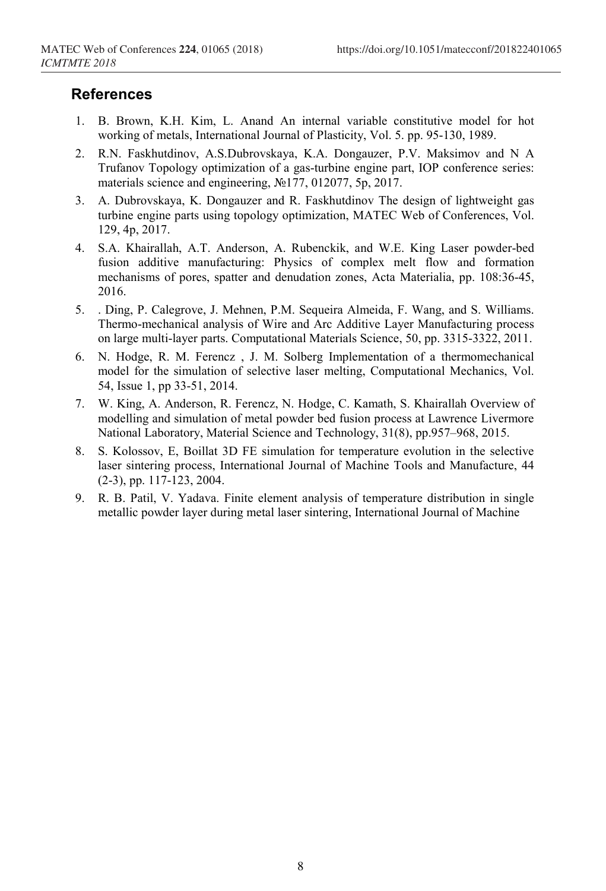## References

1. B. Brown, K.H. Kim, L. Anand An internal variable constitutive model for hot working of metals, International Journal of Plasticity, Vol. 5. pp. 95-130, 1989.
2. R.N. Faskhutdinov, A.S.Dubrovskaya, K.A. Dongauzer, P.V. Maksimov and N A Trufanov Topology optimization of a gas-turbine engine part, IOP conference series: materials science and engineering, №177, 012077, 5p, 2017.
3. A. Dubrovskaya, K. Dongauzer and R. Faskhutdinov The design of lightweight gas turbine engine parts using topology optimization, MATEC Web of Conferences, Vol. 129, 4p, 2017.
4. S.A. Khairallah, A.T. Anderson, A. Rubenckik, and W.E. King Laser powder-bed fusion additive manufacturing: Physics of complex melt flow and formation mechanisms of pores, spatter and denudation zones, Acta Materialia, pp. 108:36-45, 2016.
5. . Ding, P. Calegrove, J. Mehnen, P.M. Sequeira Almeida, F. Wang, and S. Williams. Thermo-mechanical analysis of Wire and Arc Additive Layer Manufacturing process on large multi-layer parts. Computational Materials Science, 50, pp. 3315-3322, 2011.
6. N. Hodge, R. M. Ferencz , J. M. Solberg Implementation of a thermomechanical model for the simulation of selective laser melting, Computational Mechanics, Vol. 54, Issue 1, pp 33-51, 2014.
7. W. King, A. Anderson, R. Ferencz, N. Hodge, C. Kamath, S. Khairallah Overview of modelling and simulation of metal powder bed fusion process at Lawrence Livermore National Laboratory, Material Science and Technology, 31(8), pp.957–968, 2015.
8. S. Kolossov, E, Boillat 3D FE simulation for temperature evolution in the selective laser sintering process, International Journal of Machine Tools and Manufacture, 44 (2-3), pp. 117-123, 2004.
9. R. B. Patil, V. Yadava. Finite element analysis of temperature distribution in single metallic powder layer during metal laser sintering, International Journal of Machine